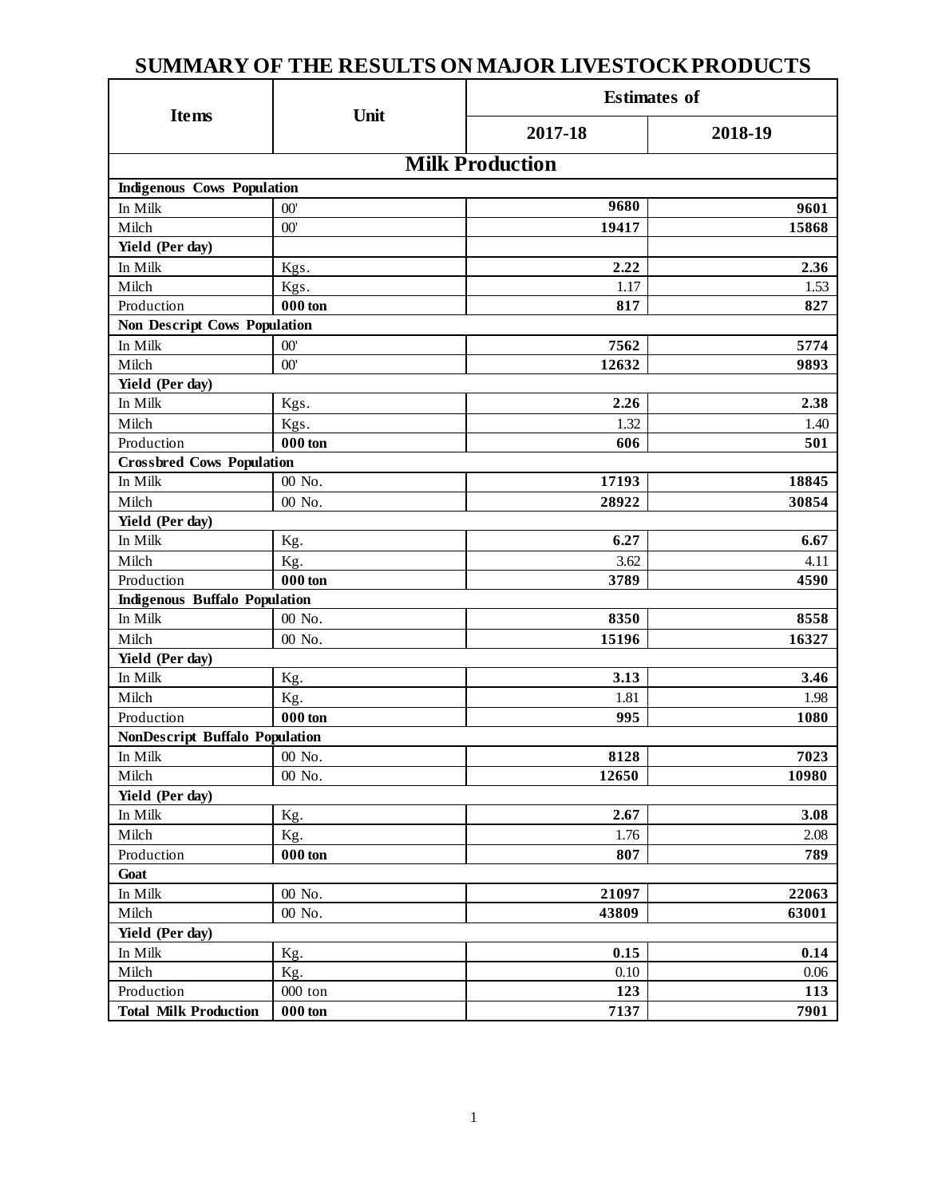# SUMMARY OF THE RESULTS ON MAJOR LIVESTOCK PRODUCTS

| Items | Unit | Estimates of | |
|---|---|---|---|
| | | 2017-18 | 2018-19 |
| **Milk Production** | | | |
| **Indigenous Cows Population** | | | |
| In Milk | 00' | **9680** | **9601** |
| Milch | 00' | **19417** | **15868** |
| **Yield (Per day)** | | | |
| In Milk | Kgs. | **2.22** | **2.36** |
| Milch | Kgs. | 1.17 | 1.53 |
| Production | **000 ton** | **817** | **827** |
| **Non Descript Cows Population** | | | |
| In Milk | 00' | **7562** | **5774** |
| Milch | 00' | **12632** | **9893** |
| **Yield (Per day)** | | | |
| In Milk | Kgs. | **2.26** | **2.38** |
| Milch | Kgs. | 1.32 | 1.40 |
| Production | **000 ton** | **606** | **501** |
| **Crossbred Cows Population** | | | |
| In Milk | 00 No. | **17193** | **18845** |
| Milch | 00 No. | **28922** | **30854** |
| **Yield (Per day)** | | | |
| In Milk | Kg. | **6.27** | **6.67** |
| Milch | Kg. | 3.62 | 4.11 |
| Production | **000 ton** | **3789** | **4590** |
| **Indigenous Buffalo Population** | | | |
| In Milk | 00 No. | **8350** | **8558** |
| Milch | 00 No. | **15196** | **16327** |
| **Yield (Per day)** | | | |
| In Milk | Kg. | **3.13** | **3.46** |
| Milch | Kg. | 1.81 | 1.98 |
| Production | **000 ton** | **995** | **1080** |
| **NonDescript Buffalo Population** | | | |
| In Milk | 00 No. | **8128** | **7023** |
| Milch | 00 No. | **12650** | **10980** |
| **Yield (Per day)** | | | |
| In Milk | Kg. | **2.67** | **3.08** |
| Milch | Kg. | 1.76 | 2.08 |
| Production | **000 ton** | **807** | **789** |
| **Goat** | | | |
| In Milk | 00 No. | **21097** | **22063** |
| Milch | 00 No. | **43809** | **63001** |
| **Yield (Per day)** | | | |
| In Milk | Kg. | **0.15** | **0.14** |
| Milch | Kg. | 0.10 | 0.06 |
| Production | 000 ton | **123** | **113** |
| **Total Milk Production** | **000 ton** | **7137** | **7901** |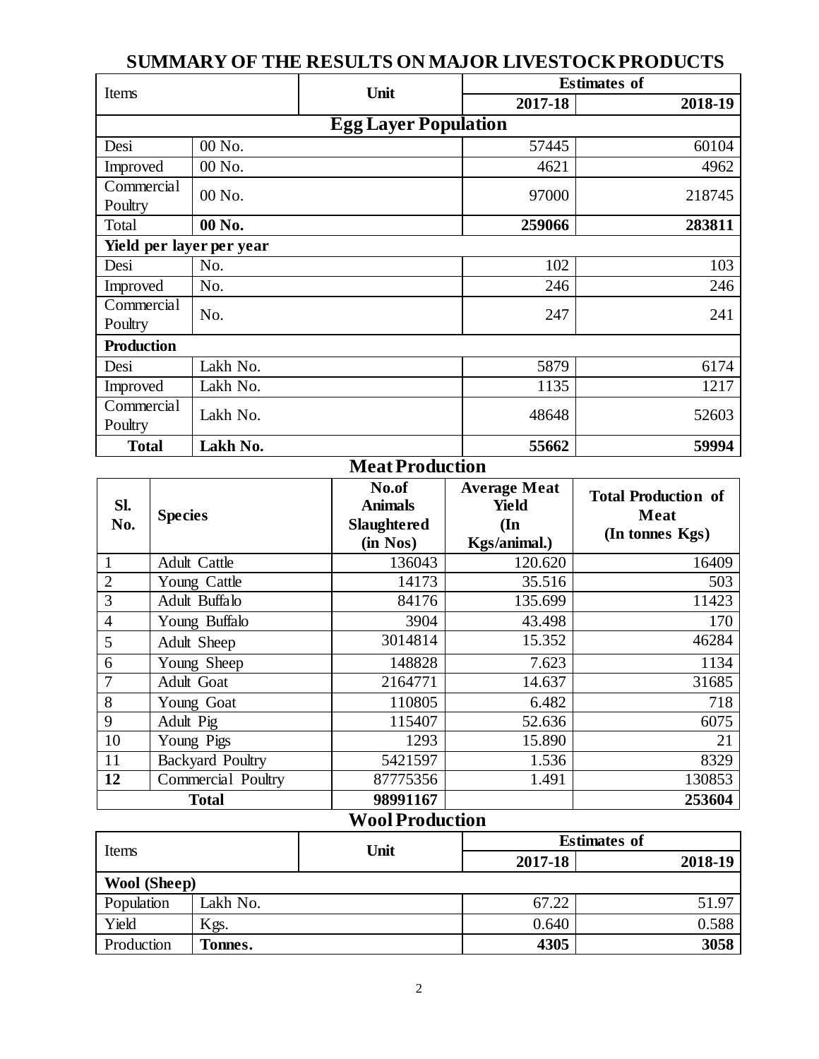# SUMMARY OF THE RESULTS ON MAJOR LIVESTOCK PRODUCTS

| Items | Unit | Estimates of 2017-18 | Estimates of 2018-19 |
|---|---|---|---|
| **Egg Layer Population** | | | |
| Desi | 00 No. | 57445 | 60104 |
| Improved | 00 No. | 4621 | 4962 |
| Commercial Poultry | 00 No. | 97000 | 218745 |
| Total | **00 No.** | **259066** | **283811** |
| **Yield per layer per year** | | | |
| Desi | No. | 102 | 103 |
| Improved | No. | 246 | 246 |
| Commercial Poultry | No. | 247 | 241 |
| **Production** | | | |
| Desi | Lakh No. | 5879 | 6174 |
| Improved | Lakh No. | 1135 | 1217 |
| Commercial Poultry | Lakh No. | 48648 | 52603 |
| **Total** | **Lakh No.** | **55662** | **59994** |

## Meat Production

| Sl. No. | Species | No.of Animals Slaughtered (in Nos) | Average Meat Yield (In Kgs/animal.) | Total Production of Meat (In tonnes Kgs) |
|---|---|---|---|---|
| 1 | Adult Cattle | 136043 | 120.620 | 16409 |
| 2 | Young Cattle | 14173 | 35.516 | 503 |
| 3 | Adult Buffalo | 84176 | 135.699 | 11423 |
| 4 | Young Buffalo | 3904 | 43.498 | 170 |
| 5 | Adult Sheep | 3014814 | 15.352 | 46284 |
| 6 | Young Sheep | 148828 | 7.623 | 1134 |
| 7 | Adult Goat | 2164771 | 14.637 | 31685 |
| 8 | Young Goat | 110805 | 6.482 | 718 |
| 9 | Adult Pig | 115407 | 52.636 | 6075 |
| 10 | Young Pigs | 1293 | 15.890 | 21 |
| 11 | Backyard Poultry | 5421597 | 1.536 | 8329 |
| **12** | Commercial Poultry | 87775356 | 1.491 | 130853 |
| | **Total** | **98991167** | | **253604** |

## Wool Production

| Items | Unit | Estimates of 2017-18 | Estimates of 2018-19 |
|---|---|---|---|
| **Wool (Sheep)** | | | |
| Population | Lakh No. | 67.22 | 51.97 |
| Yield | Kgs. | 0.640 | 0.588 |
| Production | **Tonnes.** | **4305** | **3058** |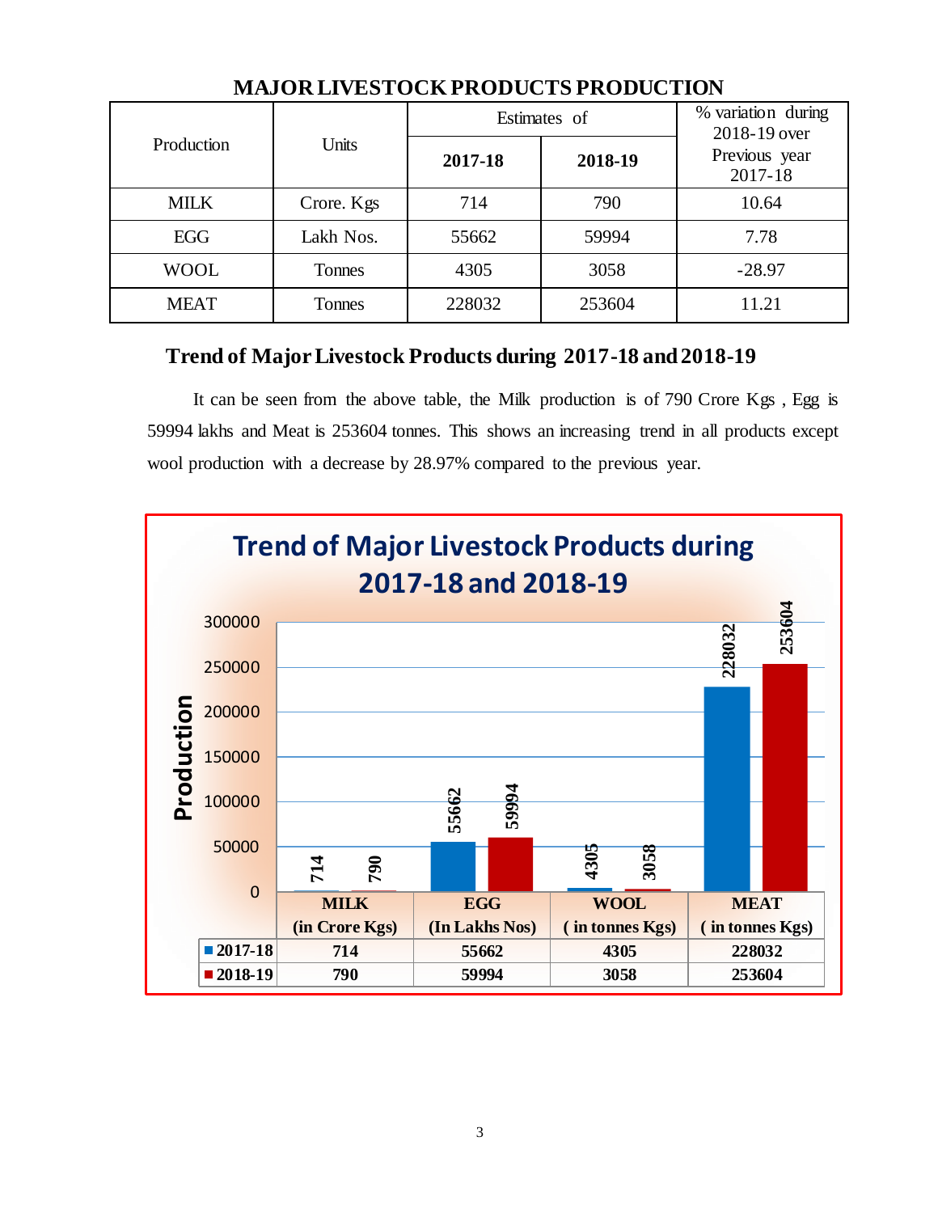## MAJOR LIVESTOCK PRODUCTS PRODUCTION

| Production | Units | Estimates of | | % variation during 2018-19 over Previous year 2017-18 |
|---|---|---|---|---|
| | | **2017-18** | **2018-19** | |
| MILK | Crore. Kgs | 714 | 790 | 10.64 |
| EGG | Lakh Nos. | 55662 | 59994 | 7.78 |
| WOOL | Tonnes | 4305 | 3058 | -28.97 |
| MEAT | Tonnes | 228032 | 253604 | 11.21 |

### Trend of Major Livestock Products during 2017-18 and 2018-19

It can be seen from the above table, the Milk production is of 790 Crore Kgs , Egg is 59994 lakhs and Meat is 253604 tonnes. This shows an increasing trend in all products except wool production with a decrease by 28.97% compared to the previous year.

Trend of Major Livestock Products during 2017-18 and 2018-19

Production

300000
250000
200000
150000
100000
50000
0

714
790
55662
59994
4305
3058
228032
253604

MILK (in Crore Kgs)
EGG (In Lakhs Nos)
WOOL ( in tonnes Kgs)
MEAT ( in tonnes Kgs)

2017-18: 714, 55662, 4305, 228032
2018-19: 790, 59994, 3058, 253604